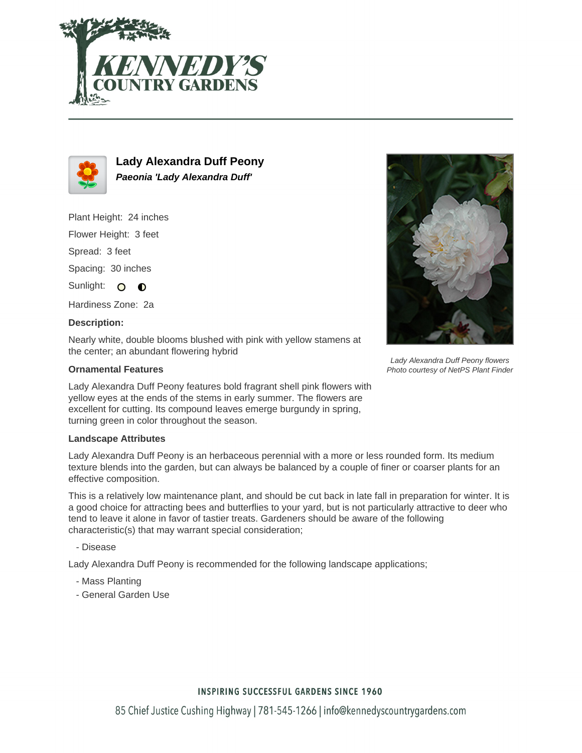# Lady Alexandra Duff Peony

***Paeonia 'Lady Alexandra Duff'***

Plant Height: 24 inches

Flower Height: 3 feet

Spread: 3 feet

Spacing: 30 inches

Sunlight:

Hardiness Zone: 2a

**Description:**

Nearly white, double blooms blushed with pink with yellow stamens at the center; an abundant flowering hybrid

*Lady Alexandra Duff Peony flowers*
*Photo courtesy of NetPS Plant Finder*

### Ornamental Features

Lady Alexandra Duff Peony features bold fragrant shell pink flowers with yellow eyes at the ends of the stems in early summer. The flowers are excellent for cutting. Its compound leaves emerge burgundy in spring, turning green in color throughout the season.

### Landscape Attributes

Lady Alexandra Duff Peony is an herbaceous perennial with a more or less rounded form. Its medium texture blends into the garden, but can always be balanced by a couple of finer or coarser plants for an effective composition.

This is a relatively low maintenance plant, and should be cut back in late fall in preparation for winter. It is a good choice for attracting bees and butterflies to your yard, but is not particularly attractive to deer who tend to leave it alone in favor of tastier treats. Gardeners should be aware of the following characteristic(s) that may warrant special consideration;

- Disease

Lady Alexandra Duff Peony is recommended for the following landscape applications;

- Mass Planting
- General Garden Use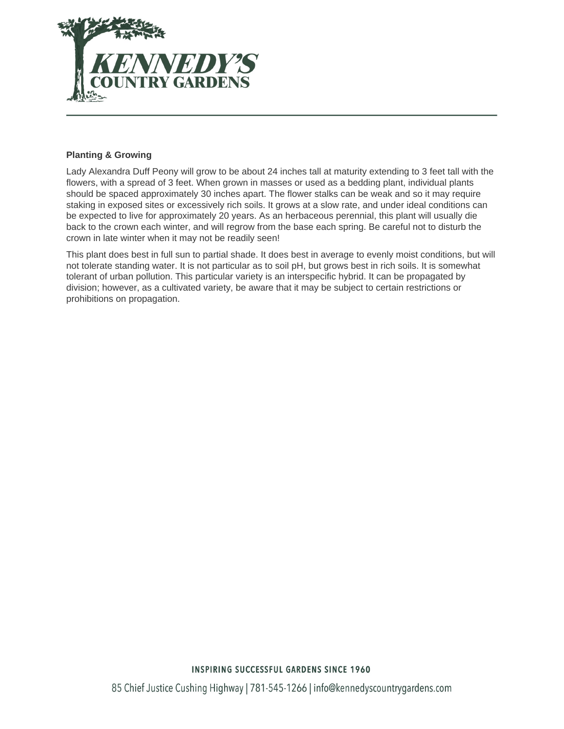**Planting & Growing**

Lady Alexandra Duff Peony will grow to be about 24 inches tall at maturity extending to 3 feet tall with the flowers, with a spread of 3 feet. When grown in masses or used as a bedding plant, individual plants should be spaced approximately 30 inches apart. The flower stalks can be weak and so it may require staking in exposed sites or excessively rich soils. It grows at a slow rate, and under ideal conditions can be expected to live for approximately 20 years. As an herbaceous perennial, this plant will usually die back to the crown each winter, and will regrow from the base each spring. Be careful not to disturb the crown in late winter when it may not be readily seen!

This plant does best in full sun to partial shade. It does best in average to evenly moist conditions, but will not tolerate standing water. It is not particular as to soil pH, but grows best in rich soils. It is somewhat tolerant of urban pollution. This particular variety is an interspecific hybrid. It can be propagated by division; however, as a cultivated variety, be aware that it may be subject to certain restrictions or prohibitions on propagation.